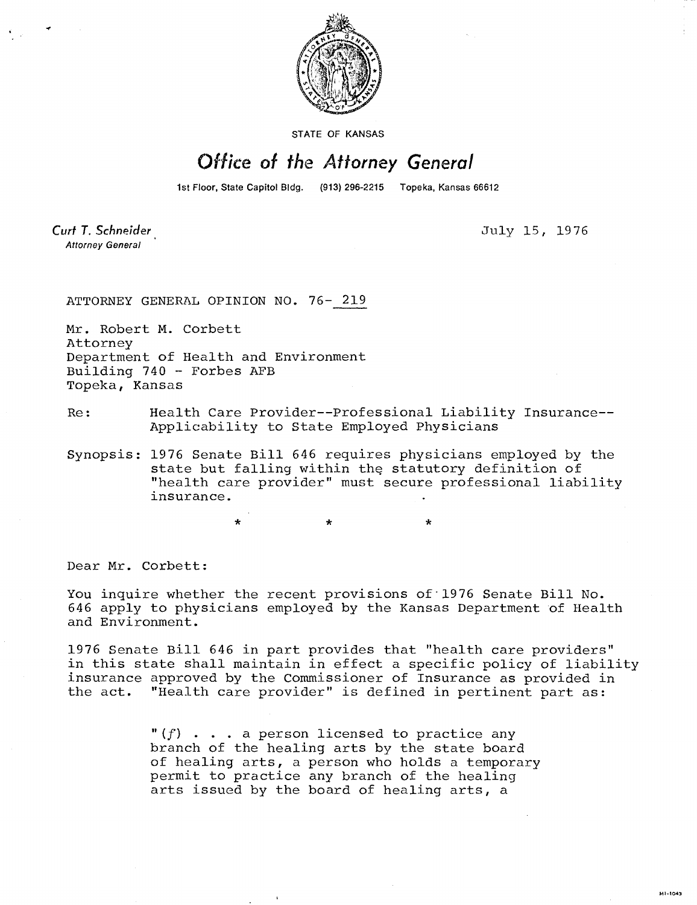STATE OF KANSAS

# Office of the Attorney General

1st Floor, State Capitol Bldg. (913) 296-2215 Topeka, Kansas 66612

*Curt T. Schneider*
*Attorney General*

July 15, 1976

ATTORNEY GENERAL OPINION NO. 76- 219

Mr. Robert M. Corbett
Attorney
Department of Health and Environment
Building 740 - Forbes AFB
Topeka, Kansas

Re: Health Care Provider--Professional Liability Insurance--Applicability to State Employed Physicians

Synopsis: 1976 Senate Bill 646 requires physicians employed by the state but falling within the statutory definition of "health care provider" must secure professional liability insurance.

\* \* \*

Dear Mr. Corbett:

You inquire whether the recent provisions of 1976 Senate Bill No. 646 apply to physicians employed by the Kansas Department of Health and Environment.

1976 Senate Bill 646 in part provides that "health care providers" in this state shall maintain in effect a specific policy of liability insurance approved by the Commissioner of Insurance as provided in the act. "Health care provider" is defined in pertinent part as:

> "(*f*) . . . a person licensed to practice any branch of the healing arts by the state board of healing arts, a person who holds a temporary permit to practice any branch of the healing arts issued by the board of healing arts, a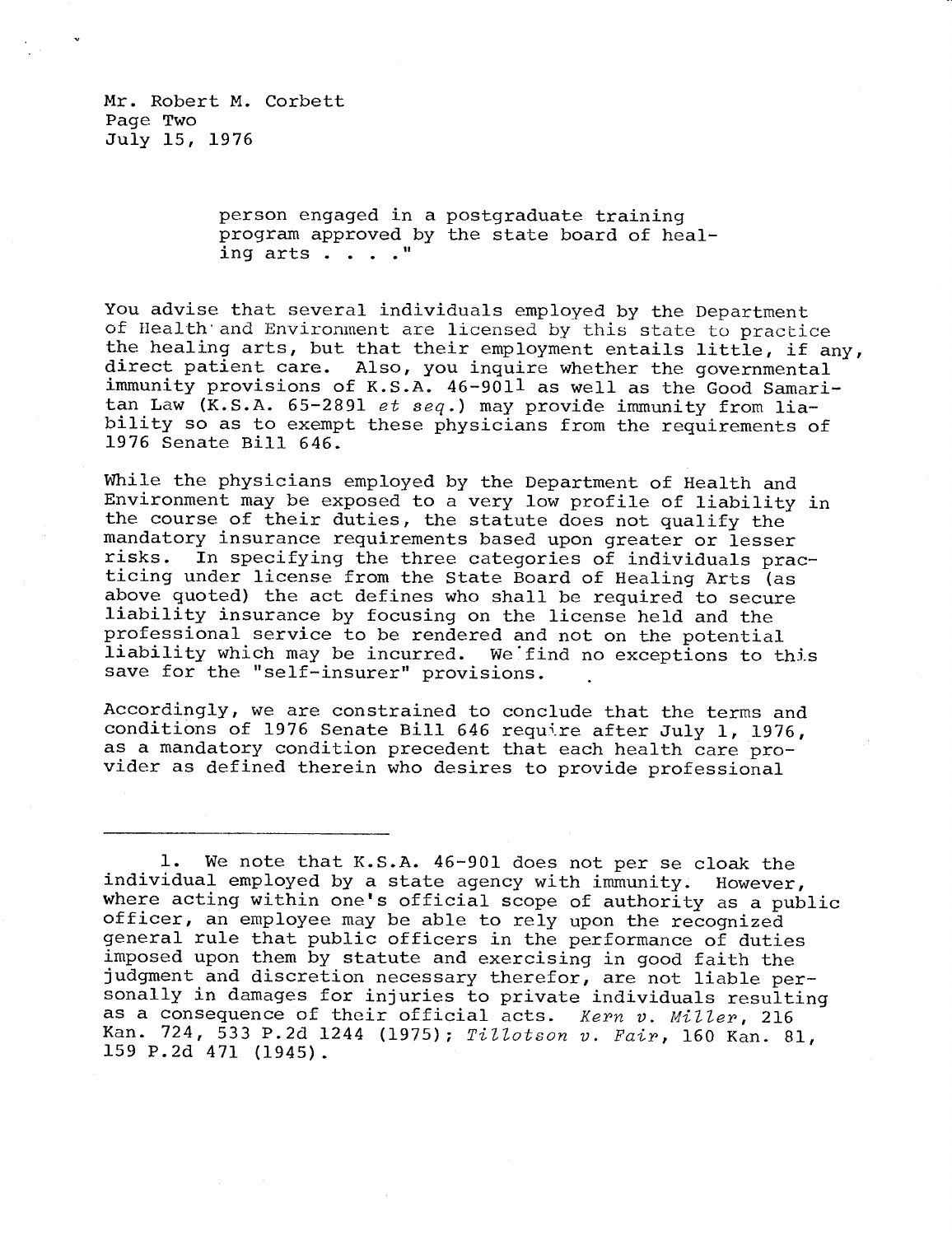Mr. Robert M. Corbett
Page Two
July 15, 1976

> person engaged in a postgraduate training program approved by the state board of healing arts . . . ."

You advise that several individuals employed by the Department of Health and Environment are licensed by this state to practice the healing arts, but that their employment entails little, if any, direct patient care. Also, you inquire whether the governmental immunity provisions of K.S.A. 46-901[1] as well as the Good Samaritan Law (K.S.A. 65-2891 *et seq.*) may provide immunity from liability so as to exempt these physicians from the requirements of 1976 Senate Bill 646.

While the physicians employed by the Department of Health and Environment may be exposed to a very low profile of liability in the course of their duties, the statute does not qualify the mandatory insurance requirements based upon greater or lesser risks. In specifying the three categories of individuals practicing under license from the State Board of Healing Arts (as above quoted) the act defines who shall be required to secure liability insurance by focusing on the license held and the professional service to be rendered and not on the potential liability which may be incurred. We find no exceptions to this save for the "self-insurer" provisions.

Accordingly, we are constrained to conclude that the terms and conditions of 1976 Senate Bill 646 require after July 1, 1976, as a mandatory condition precedent that each health care provider as defined therein who desires to provide professional

---

1. We note that K.S.A. 46-901 does not per se cloak the individual employed by a state agency with immunity. However, where acting within one's official scope of authority as a public officer, an employee may be able to rely upon the recognized general rule that public officers in the performance of duties imposed upon them by statute and exercising in good faith the judgment and discretion necessary therefor, are not liable personally in damages for injuries to private individuals resulting as a consequence of their official acts. *Kern v. Miller*, 216 Kan. 724, 533 P.2d 1244 (1975); *Tillotson v. Fair*, 160 Kan. 81, 159 P.2d 471 (1945).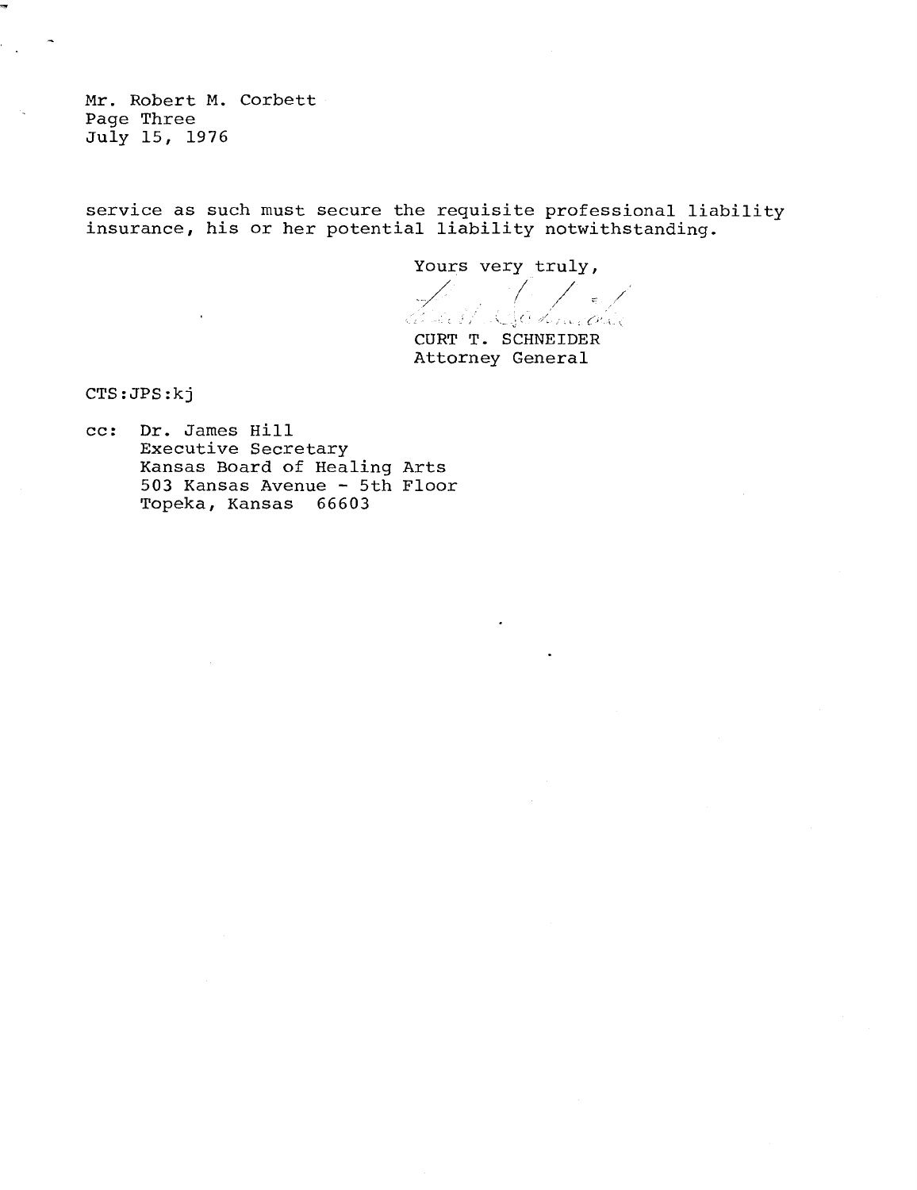Mr. Robert M. Corbett
Page Three
July 15, 1976

service as such must secure the requisite professional liability insurance, his or her potential liability notwithstanding.

Yours very truly,

CURT T. SCHNEIDER
Attorney General

CTS:JPS:kj

cc: Dr. James Hill
Executive Secretary
Kansas Board of Healing Arts
503 Kansas Avenue - 5th Floor
Topeka, Kansas 66603